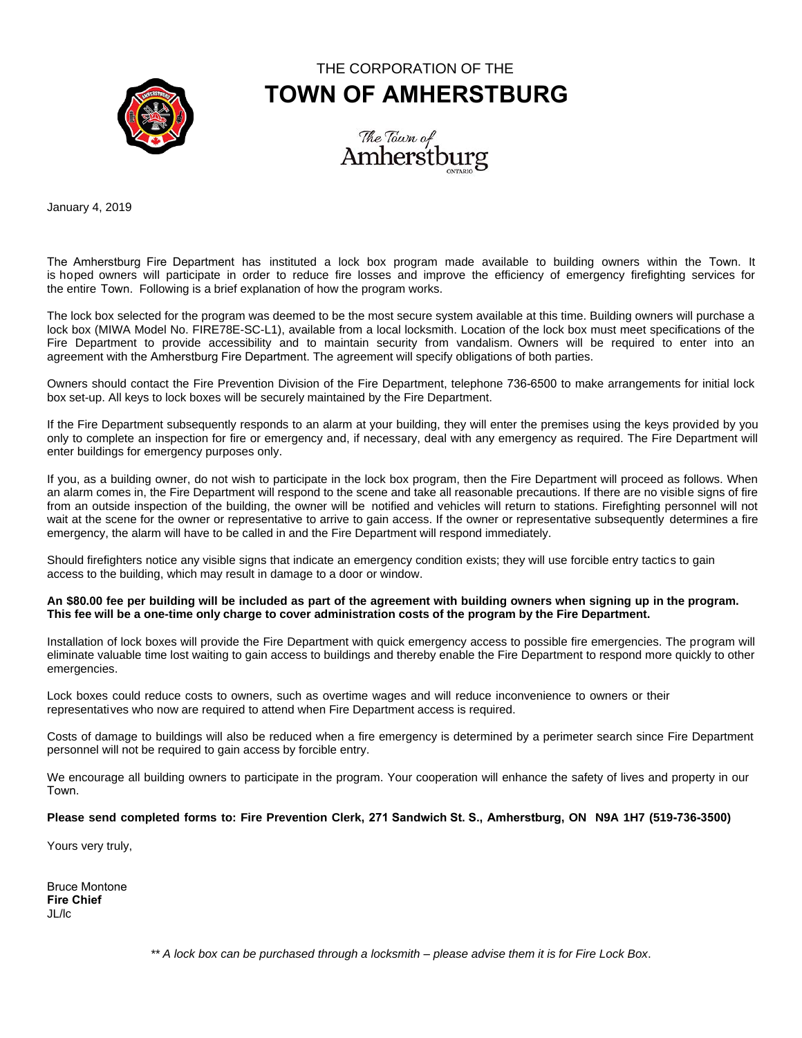THE CORPORATION OF THE

# TOWN OF AMHERSTBURG

The Town of Amherstburg ONTARIO

January 4, 2019

The Amherstburg Fire Department has instituted a lock box program made available to building owners within the Town. It is hoped owners will participate in order to reduce fire losses and improve the efficiency of emergency firefighting services for the entire Town. Following is a brief explanation of how the program works.

The lock box selected for the program was deemed to be the most secure system available at this time. Building owners will purchase a lock box (MIWA Model No. FIRE78E-SC-L1), available from a local locksmith. Location of the lock box must meet specifications of the Fire Department to provide accessibility and to maintain security from vandalism. Owners will be required to enter into an agreement with the Amherstburg Fire Department. The agreement will specify obligations of both parties.

Owners should contact the Fire Prevention Division of the Fire Department, telephone 736-6500 to make arrangements for initial lock box set-up. All keys to lock boxes will be securely maintained by the Fire Department.

If the Fire Department subsequently responds to an alarm at your building, they will enter the premises using the keys provided by you only to complete an inspection for fire or emergency and, if necessary, deal with any emergency as required. The Fire Department will enter buildings for emergency purposes only.

If you, as a building owner, do not wish to participate in the lock box program, then the Fire Department will proceed as follows. When an alarm comes in, the Fire Department will respond to the scene and take all reasonable precautions. If there are no visible signs of fire from an outside inspection of the building, the owner will be notified and vehicles will return to stations. Firefighting personnel will not wait at the scene for the owner or representative to arrive to gain access. If the owner or representative subsequently determines a fire emergency, the alarm will have to be called in and the Fire Department will respond immediately.

Should firefighters notice any visible signs that indicate an emergency condition exists; they will use forcible entry tactics to gain access to the building, which may result in damage to a door or window.

**An $80.00 fee per building will be included as part of the agreement with building owners when signing up in the program. This fee will be a one-time only charge to cover administration costs of the program by the Fire Department.**

Installation of lock boxes will provide the Fire Department with quick emergency access to possible fire emergencies. The program will eliminate valuable time lost waiting to gain access to buildings and thereby enable the Fire Department to respond more quickly to other emergencies.

Lock boxes could reduce costs to owners, such as overtime wages and will reduce inconvenience to owners or their representatives who now are required to attend when Fire Department access is required.

Costs of damage to buildings will also be reduced when a fire emergency is determined by a perimeter search since Fire Department personnel will not be required to gain access by forcible entry.

We encourage all building owners to participate in the program. Your cooperation will enhance the safety of lives and property in our Town.

**Please send completed forms to: Fire Prevention Clerk, 271 Sandwich St. S., Amherstburg, ON N9A 1H7 (519-736-3500)**

Yours very truly,

Bruce Montone
**Fire Chief**
JL/lc

*** A lock box can be purchased through a locksmith – please advise them it is for Fire Lock Box.*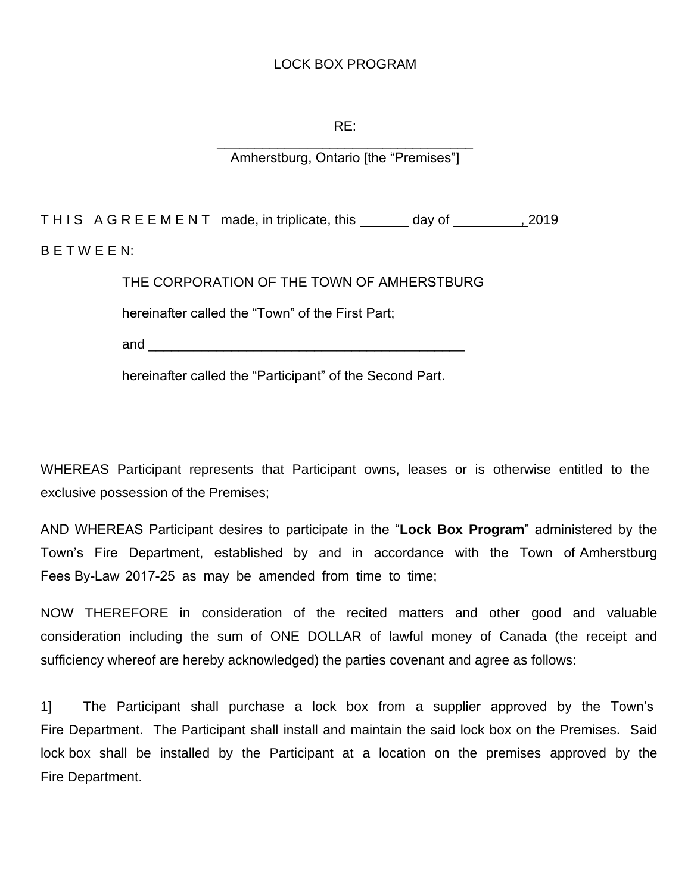LOCK BOX PROGRAM

RE:
___________________________________
Amherstburg, Ontario [the "Premises"]

T H I S   A G R E E M E N T   made, in triplicate, this _______ day of _________, 2019

B E T W E E N:

THE CORPORATION OF THE TOWN OF AMHERSTBURG

hereinafter called the "Town" of the First Part;

and ___________________________________________

hereinafter called the "Participant" of the Second Part.

WHEREAS Participant represents that Participant owns, leases or is otherwise entitled to the exclusive possession of the Premises;

AND WHEREAS Participant desires to participate in the "**Lock Box Program**" administered by the Town's Fire Department, established by and in accordance with the Town of Amherstburg Fees By-Law 2017-25 as may be amended from time to time;

NOW THEREFORE in consideration of the recited matters and other good and valuable consideration including the sum of ONE DOLLAR of lawful money of Canada (the receipt and sufficiency whereof are hereby acknowledged) the parties covenant and agree as follows:

1] The Participant shall purchase a lock box from a supplier approved by the Town's Fire Department. The Participant shall install and maintain the said lock box on the Premises. Said lock box shall be installed by the Participant at a location on the premises approved by the Fire Department.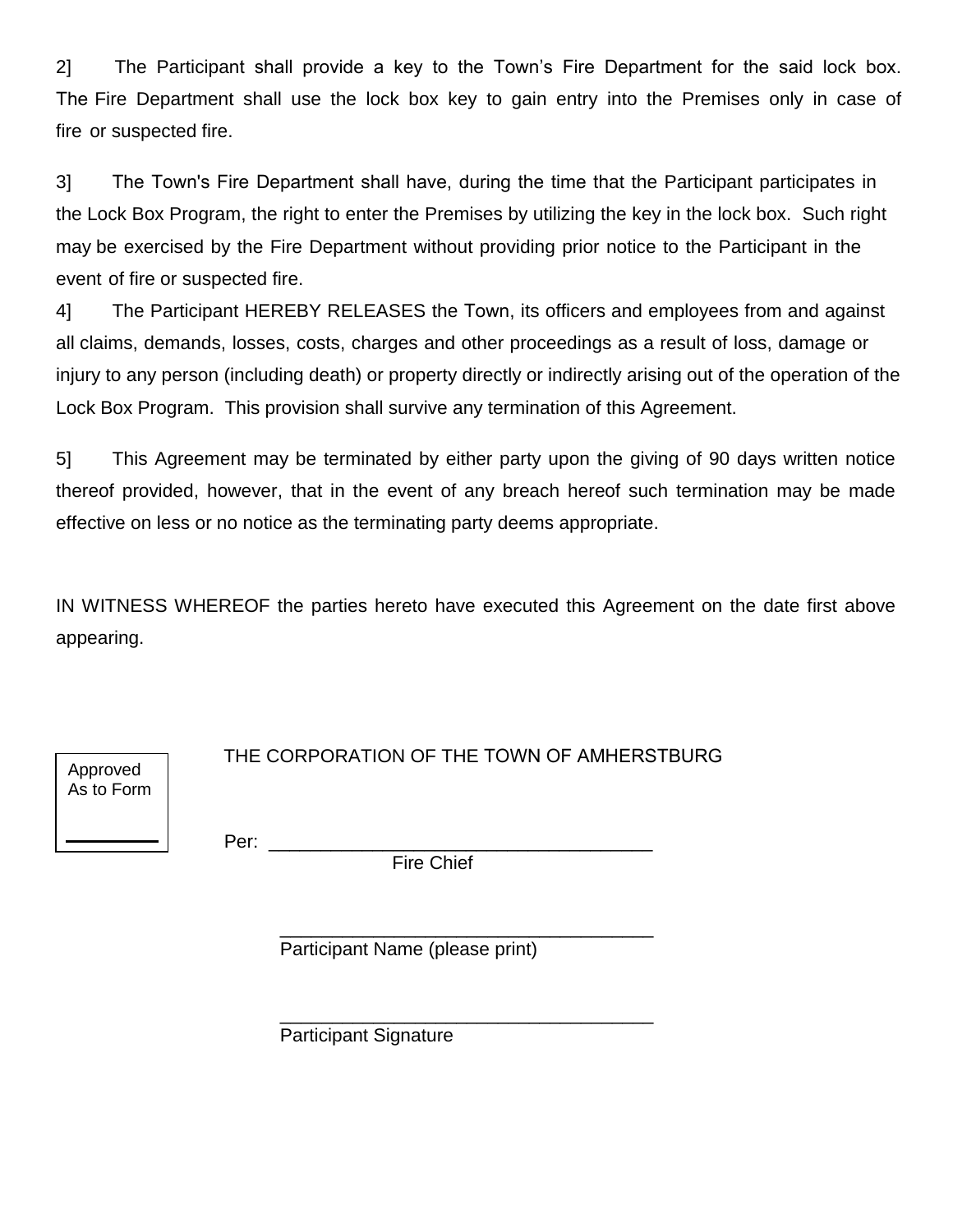2] The Participant shall provide a key to the Town's Fire Department for the said lock box. The Fire Department shall use the lock box key to gain entry into the Premises only in case of fire or suspected fire.

3] The Town's Fire Department shall have, during the time that the Participant participates in the Lock Box Program, the right to enter the Premises by utilizing the key in the lock box. Such right may be exercised by the Fire Department without providing prior notice to the Participant in the event of fire or suspected fire.

4] The Participant HEREBY RELEASES the Town, its officers and employees from and against all claims, demands, losses, costs, charges and other proceedings as a result of loss, damage or injury to any person (including death) or property directly or indirectly arising out of the operation of the Lock Box Program. This provision shall survive any termination of this Agreement.

5] This Agreement may be terminated by either party upon the giving of 90 days written notice thereof provided, however, that in the event of any breach hereof such termination may be made effective on less or no notice as the terminating party deems appropriate.

IN WITNESS WHEREOF the parties hereto have executed this Agreement on the date first above appearing.

Approved As to Form

_______________

THE CORPORATION OF THE TOWN OF AMHERSTBURG

Per: ______________________________________
Fire Chief

______________________________________
Participant Name (please print)

______________________________________
Participant Signature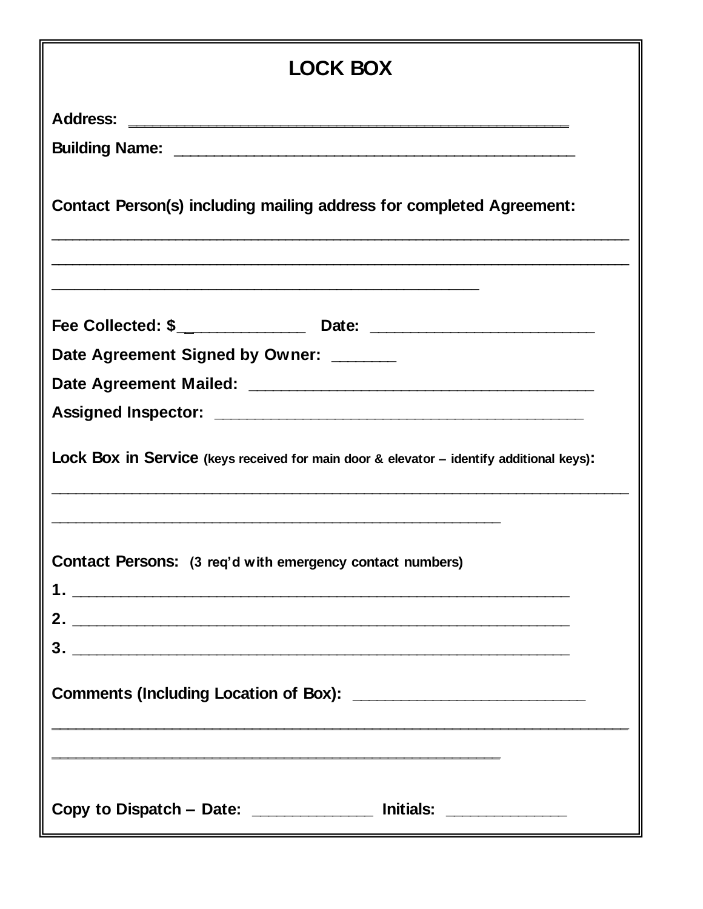# LOCK BOX

**Address:** ____________________________________________________

**Building Name:** ______________________________________________

**Contact Person(s) including mailing address for completed Agreement:**

______________________________________________________________________

______________________________________________________________________

____________________________________________________

**Fee Collected: $**_____________ **Date:** _________________________

**Date Agreement Signed by Owner:** _______

**Date Agreement Mailed:** ______________________________________

**Assigned Inspector:** __________________________________________

**Lock Box in Service** **(keys received for main door & elevator – identify additional keys):**

______________________________________________________________________

______________________________________________________

**Contact Persons:** **(3 req'd with emergency contact numbers)**

**1.** ____________________________________________________________

**2.** ____________________________________________________________

**3.** ____________________________________________________________

**Comments (Including Location of Box):** ___________________________

______________________________________________________________________

______________________________________________________

**Copy to Dispatch – Date:** _____________ **Initials:** _____________